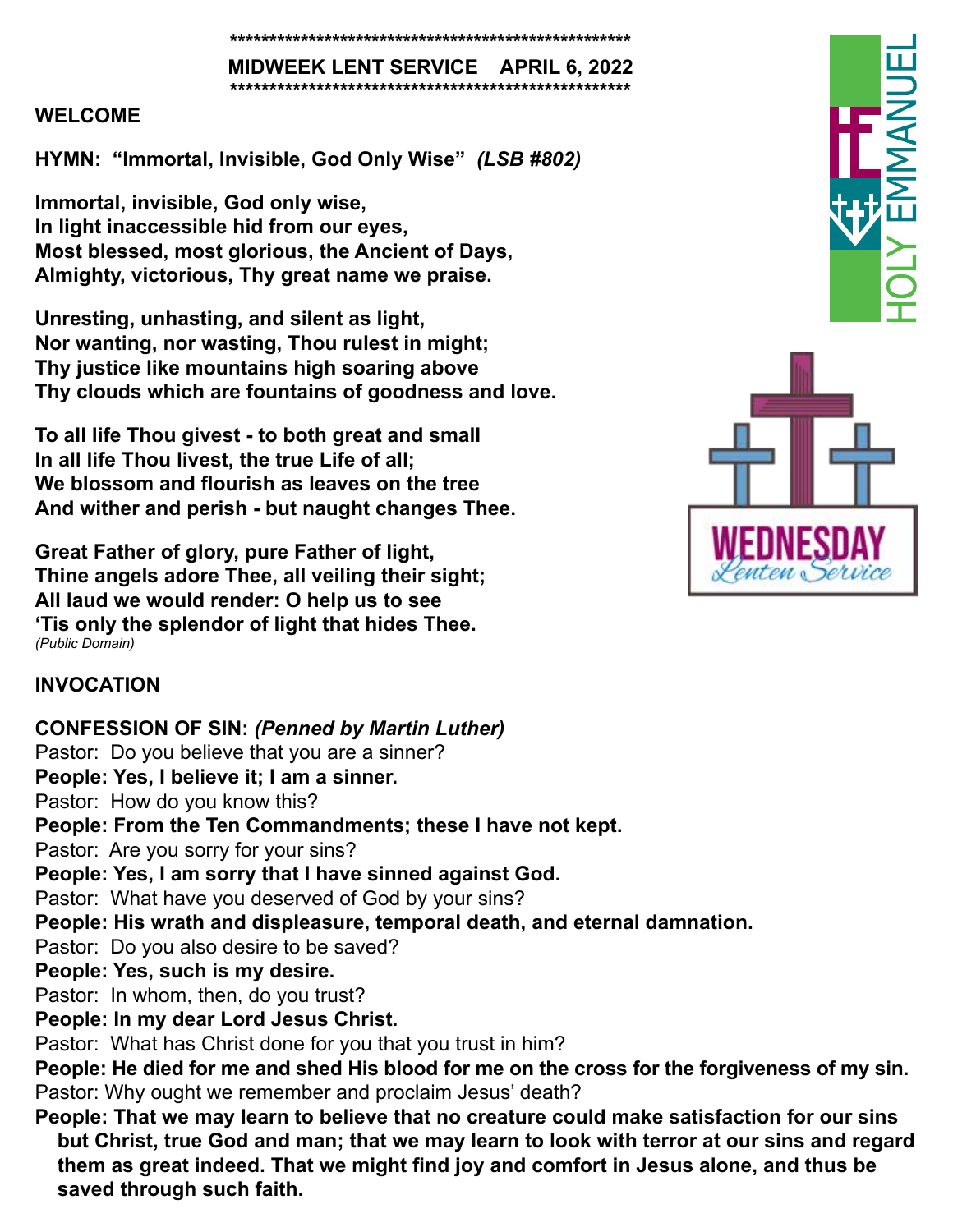**MIDWEEK LENT SERVICE APRIL 6, 2022**

## WELCOME

## HYMN: "Immortal, Invisible, God Only Wise" *(LSB #802)*

**Immortal, invisible, God only wise,**
**In light inaccessible hid from our eyes,**
**Most blessed, most glorious, the Ancient of Days,**
**Almighty, victorious, Thy great name we praise.**

**Unresting, unhasting, and silent as light,**
**Nor wanting, nor wasting, Thou rulest in might;**
**Thy justice like mountains high soaring above**
**Thy clouds which are fountains of goodness and love.**

**To all life Thou givest - to both great and small**
**In all life Thou livest, the true Life of all;**
**We blossom and flourish as leaves on the tree**
**And wither and perish - but naught changes Thee.**

**Great Father of glory, pure Father of light,**
**Thine angels adore Thee, all veiling their sight;**
**All laud we would render: O help us to see**
**'Tis only the splendor of light that hides Thee.**
*(Public Domain)*

## INVOCATION

## CONFESSION OF SIN: *(Penned by Martin Luther)*

Pastor: Do you believe that you are a sinner?
**People: Yes, I believe it; I am a sinner.**
Pastor: How do you know this?
**People: From the Ten Commandments; these I have not kept.**
Pastor: Are you sorry for your sins?
**People: Yes, I am sorry that I have sinned against God.**
Pastor: What have you deserved of God by your sins?
**People: His wrath and displeasure, temporal death, and eternal damnation.**
Pastor: Do you also desire to be saved?
**People: Yes, such is my desire.**
Pastor: In whom, then, do you trust?
**People: In my dear Lord Jesus Christ.**
Pastor: What has Christ done for you that you trust in him?
**People: He died for me and shed His blood for me on the cross for the forgiveness of my sin.**
Pastor: Why ought we remember and proclaim Jesus' death?
**People: That we may learn to believe that no creature could make satisfaction for our sins but Christ, true God and man; that we may learn to look with terror at our sins and regard them as great indeed. That we might find joy and comfort in Jesus alone, and thus be saved through such faith.**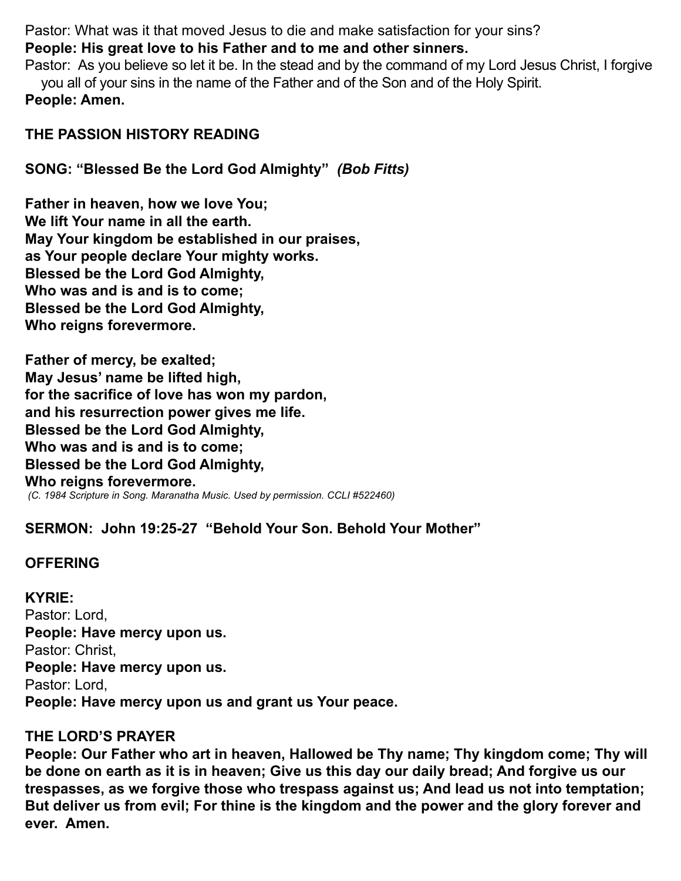Pastor: What was it that moved Jesus to die and make satisfaction for your sins?
**People: His great love to his Father and to me and other sinners.**
Pastor: As you believe so let it be. In the stead and by the command of my Lord Jesus Christ, I forgive you all of your sins in the name of the Father and of the Son and of the Holy Spirit.
**People: Amen.**

**THE PASSION HISTORY READING**

**SONG: "Blessed Be the Lord God Almighty"** ***(Bob Fitts)***

**Father in heaven, how we love You;
We lift Your name in all the earth.
May Your kingdom be established in our praises,
as Your people declare Your mighty works.
Blessed be the Lord God Almighty,
Who was and is and is to come;
Blessed be the Lord God Almighty,
Who reigns forevermore.**

**Father of mercy, be exalted;
May Jesus' name be lifted high,
for the sacrifice of love has won my pardon,
and his resurrection power gives me life.
Blessed be the Lord God Almighty,
Who was and is and is to come;
Blessed be the Lord God Almighty,
Who reigns forevermore.**
*(C. 1984 Scripture in Song. Maranatha Music. Used by permission. CCLI #522460)*

**SERMON: John 19:25-27 "Behold Your Son. Behold Your Mother"**

**OFFERING**

**KYRIE:**
Pastor: Lord,
**People: Have mercy upon us.**
Pastor: Christ,
**People: Have mercy upon us.**
Pastor: Lord,
**People: Have mercy upon us and grant us Your peace.**

**THE LORD'S PRAYER**
**People: Our Father who art in heaven, Hallowed be Thy name; Thy kingdom come; Thy will be done on earth as it is in heaven; Give us this day our daily bread; And forgive us our trespasses, as we forgive those who trespass against us; And lead us not into temptation; But deliver us from evil; For thine is the kingdom and the power and the glory forever and ever. Amen.**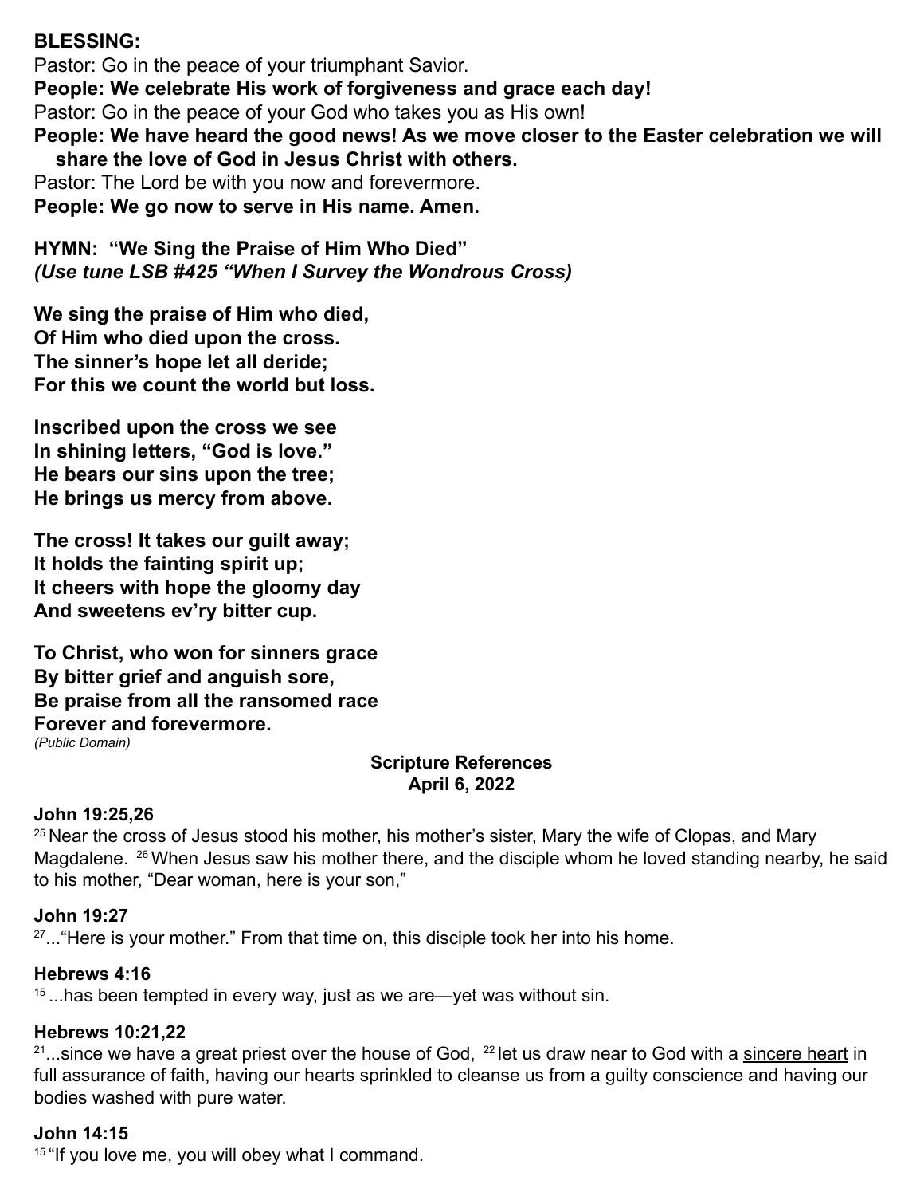**BLESSING:**

Pastor: Go in the peace of your triumphant Savior.

**People: We celebrate His work of forgiveness and grace each day!**

Pastor: Go in the peace of your God who takes you as His own!

**People: We have heard the good news! As we move closer to the Easter celebration we will share the love of God in Jesus Christ with others.**

Pastor: The Lord be with you now and forevermore.

**People: We go now to serve in His name. Amen.**

**HYMN: "We Sing the Praise of Him Who Died"**
***(Use tune LSB #425 "When I Survey the Wondrous Cross)***

**We sing the praise of Him who died,**
**Of Him who died upon the cross.**
**The sinner's hope let all deride;**
**For this we count the world but loss.**

**Inscribed upon the cross we see**
**In shining letters, "God is love."**
**He bears our sins upon the tree;**
**He brings us mercy from above.**

**The cross! It takes our guilt away;**
**It holds the fainting spirit up;**
**It cheers with hope the gloomy day**
**And sweetens ev'ry bitter cup.**

**To Christ, who won for sinners grace**
**By bitter grief and anguish sore,**
**Be praise from all the ransomed race**
**Forever and forevermore.**
*(Public Domain)*

**Scripture References**
**April 6, 2022**

**John 19:25,26**
[25] Near the cross of Jesus stood his mother, his mother's sister, Mary the wife of Clopas, and Mary Magdalene. [26] When Jesus saw his mother there, and the disciple whom he loved standing nearby, he said to his mother, "Dear woman, here is your son,"

**John 19:27**
[27]..."Here is your mother." From that time on, this disciple took her into his home.

**Hebrews 4:16**
[15] ...has been tempted in every way, just as we are—yet was without sin.

**Hebrews 10:21,22**
[21]...since we have a great priest over the house of God, [22] let us draw near to God with a <u>sincere heart</u> in full assurance of faith, having our hearts sprinkled to cleanse us from a guilty conscience and having our bodies washed with pure water.

**John 14:15**
[15] "If you love me, you will obey what I command.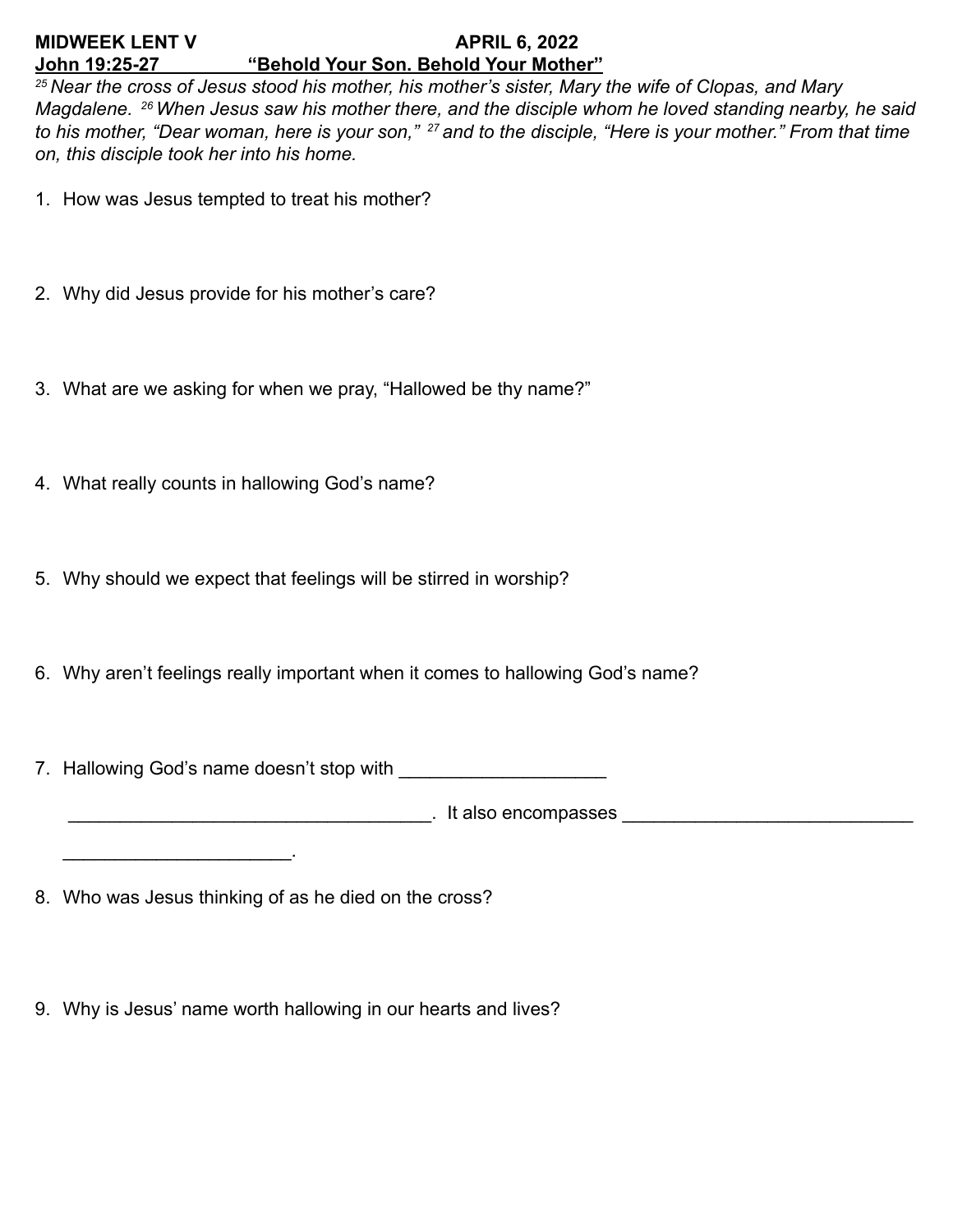**MIDWEEK LENT V** **APRIL 6, 2022**

**John 19:25-27** **"Behold Your Son. Behold Your Mother"**

*[25] Near the cross of Jesus stood his mother, his mother's sister, Mary the wife of Clopas, and Mary Magdalene. [26] When Jesus saw his mother there, and the disciple whom he loved standing nearby, he said to his mother, "Dear woman, here is your son," [27] and to the disciple, "Here is your mother." From that time on, this disciple took her into his home.*

1. How was Jesus tempted to treat his mother?

2. Why did Jesus provide for his mother's care?

3. What are we asking for when we pray, "Hallowed be thy name?"

4. What really counts in hallowing God's name?

5. Why should we expect that feelings will be stirred in worship?

6. Why aren't feelings really important when it comes to hallowing God's name?

7. Hallowing God's name doesn't stop with ____________________ ___________________________________. It also encompasses _____________________________ ______________________.

8. Who was Jesus thinking of as he died on the cross?

9. Why is Jesus' name worth hallowing in our hearts and lives?